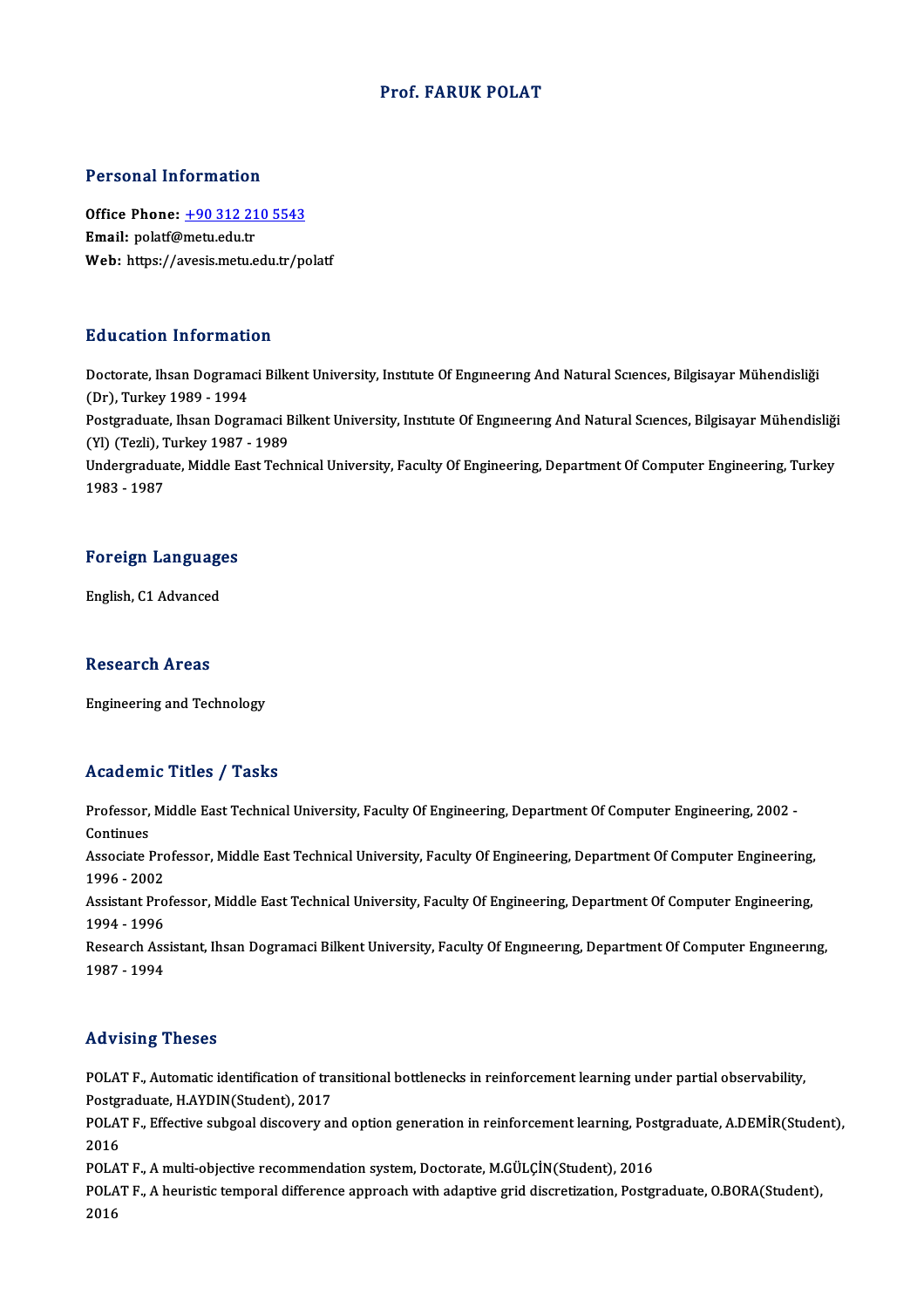# Prof. FARUK POLAT

## Personal Information

**Office Phone:** +90 312 210 5543
**Email:** polatf@metu.edu.tr
**Web:** https://avesis.metu.edu.tr/polatf

## Education Information

Doctorate, Ihsan Dogramaci Bilkent University, Instıtute Of Engıneerıng And Natural Scıences, Bilgisayar Mühendisliği (Dr), Turkey 1989 - 1994

Postgraduate, Ihsan Dogramaci Bilkent University, Instıtute Of Engıneerıng And Natural Scıences, Bilgisayar Mühendisliği (Yl) (Tezli), Turkey 1987 - 1989

Undergraduate, Middle East Technical University, Faculty Of Engineering, Department Of Computer Engineering, Turkey 1983 - 1987

## Foreign Languages

English, C1 Advanced

## Research Areas

Engineering and Technology

## Academic Titles / Tasks

Professor, Middle East Technical University, Faculty Of Engineering, Department Of Computer Engineering, 2002 - Continues

Associate Professor, Middle East Technical University, Faculty Of Engineering, Department Of Computer Engineering, 1996 - 2002

Assistant Professor, Middle East Technical University, Faculty Of Engineering, Department Of Computer Engineering, 1994 - 1996

Research Assistant, Ihsan Dogramaci Bilkent University, Faculty Of Engıneerıng, Department Of Computer Engıneerıng, 1987 - 1994

## Advising Theses

POLAT F., Automatic identification of transitional bottlenecks in reinforcement learning under partial observability, Postgraduate, H.AYDIN(Student), 2017

POLAT F., Effective subgoal discovery and option generation in reinforcement learning, Postgraduate, A.DEMİR(Student), 2016

POLAT F., A multi-objective recommendation system, Doctorate, M.GÜLÇİN(Student), 2016

POLAT F., A heuristic temporal difference approach with adaptive grid discretization, Postgraduate, O.BORA(Student), 2016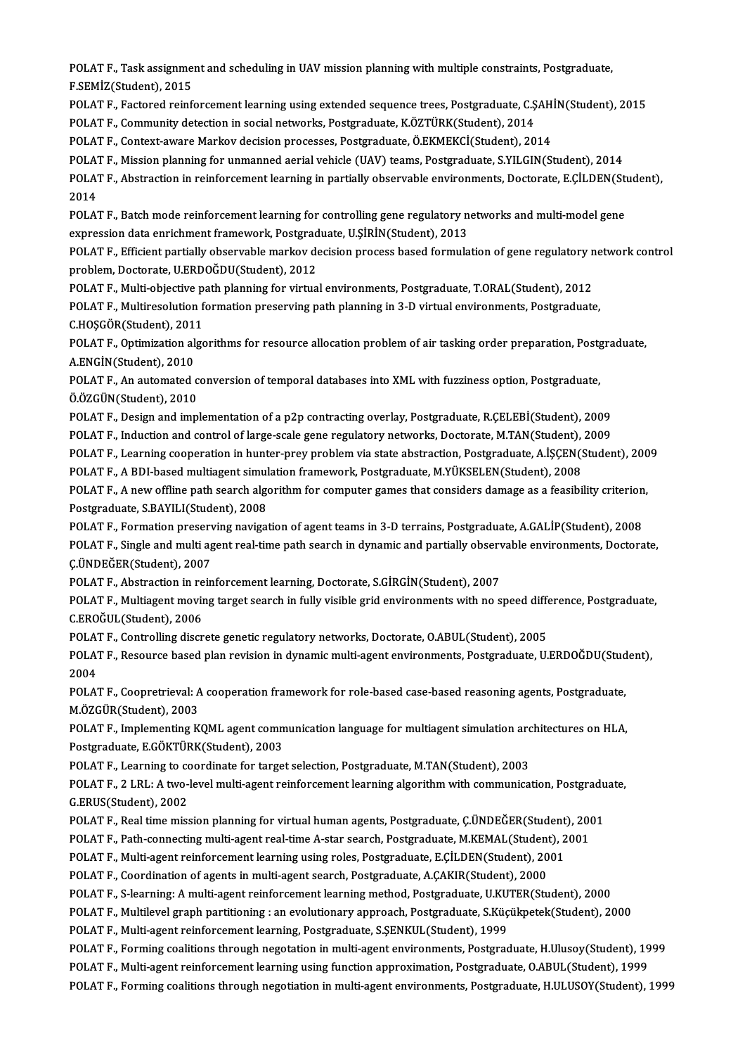POLAT F., Task assignment and scheduling in UAV mission planning with multiple constraints, Postgraduate, F.SEMİZ(Student), 2015

POLAT F., Factored reinforcement learning using extended sequence trees, Postgraduate, C.ŞAHİN(Student), 2015

POLAT F., Community detection in social networks, Postgraduate, K.ÖZTÜRK(Student), 2014

POLAT F., Context-aware Markov decision processes, Postgraduate, Ö.EKMEKCİ(Student), 2014

POLAT F., Mission planning for unmanned aerial vehicle (UAV) teams, Postgraduate, S.YILGIN(Student), 2014

POLAT F., Abstraction in reinforcement learning in partially observable environments, Doctorate, E.ÇİLDEN(Student), 2014

POLAT F., Batch mode reinforcement learning for controlling gene regulatory networks and multi-model gene expression data enrichment framework, Postgraduate, U.ŞİRİN(Student), 2013

POLAT F., Efficient partially observable markov decision process based formulation of gene regulatory network control problem, Doctorate, U.ERDOĞDU(Student), 2012

POLAT F., Multi-objective path planning for virtual environments, Postgraduate, T.ORAL(Student), 2012

POLAT F., Multiresolution formation preserving path planning in 3-D virtual environments, Postgraduate, C.HOŞGÖR(Student), 2011

POLAT F., Optimization algorithms for resource allocation problem of air tasking order preparation, Postgraduate, A.ENGİN(Student), 2010

POLAT F., An automated conversion of temporal databases into XML with fuzziness option, Postgraduate, Ö.ÖZGÜN(Student), 2010

POLAT F., Design and implementation of a p2p contracting overlay, Postgraduate, R.ÇELEBİ(Student), 2009

POLAT F., Induction and control of large-scale gene regulatory networks, Doctorate, M.TAN(Student), 2009

POLAT F., Learning cooperation in hunter-prey problem via state abstraction, Postgraduate, A.İŞÇEN(Student), 2009

POLAT F., A BDI-based multiagent simulation framework, Postgraduate, M.YÜKSELEN(Student), 2008

POLAT F., A new offline path search algorithm for computer games that considers damage as a feasibility criterion, Postgraduate, S.BAYILI(Student), 2008

POLAT F., Formation preserving navigation of agent teams in 3-D terrains, Postgraduate, A.GALİP(Student), 2008

POLAT F., Single and multi agent real-time path search in dynamic and partially observable environments, Doctorate, Ç.ÜNDEĞER(Student), 2007

POLAT F., Abstraction in reinforcement learning, Doctorate, S.GİRGİN(Student), 2007

POLAT F., Multiagent moving target search in fully visible grid environments with no speed difference, Postgraduate, C.EROĞUL(Student), 2006

POLAT F., Controlling discrete genetic regulatory networks, Doctorate, O.ABUL(Student), 2005

POLAT F., Resource based plan revision in dynamic multi-agent environments, Postgraduate, U.ERDOĞDU(Student), 2004

POLAT F., Coopretrieval: A cooperation framework for role-based case-based reasoning agents, Postgraduate, M.ÖZGÜR(Student), 2003

POLAT F., Implementing KQML agent communication language for multiagent simulation architectures on HLA, Postgraduate, E.GÖKTÜRK(Student), 2003

POLAT F., Learning to coordinate for target selection, Postgraduate, M.TAN(Student), 2003

POLAT F., 2 LRL: A two-level multi-agent reinforcement learning algorithm with communication, Postgraduate, G.ERUS(Student), 2002

POLAT F., Real time mission planning for virtual human agents, Postgraduate, Ç.ÜNDEĞER(Student), 2001

POLAT F., Path-connecting multi-agent real-time A-star search, Postgraduate, M.KEMAL(Student), 2001

POLAT F., Multi-agent reinforcement learning using roles, Postgraduate, E.ÇİLDEN(Student), 2001

POLAT F., Coordination of agents in multi-agent search, Postgraduate, A.ÇAKIR(Student), 2000

POLAT F., S-learning: A multi-agent reinforcement learning method, Postgraduate, U.KUTER(Student), 2000

POLAT F., Multilevel graph partitioning : an evolutionary approach, Postgraduate, S.Küçükpetek(Student), 2000

POLAT F., Multi-agent reinforcement learning, Postgraduate, S.ŞENKUL(Student), 1999

POLAT F., Forming coalitions through negotation in multi-agent environments, Postgraduate, H.Ulusoy(Student), 1999

POLAT F., Multi-agent reinforcement learning using function approximation, Postgraduate, O.ABUL(Student), 1999

POLAT F., Forming coalitions through negotiation in multi-agent environments, Postgraduate, H.ULUSOY(Student), 1999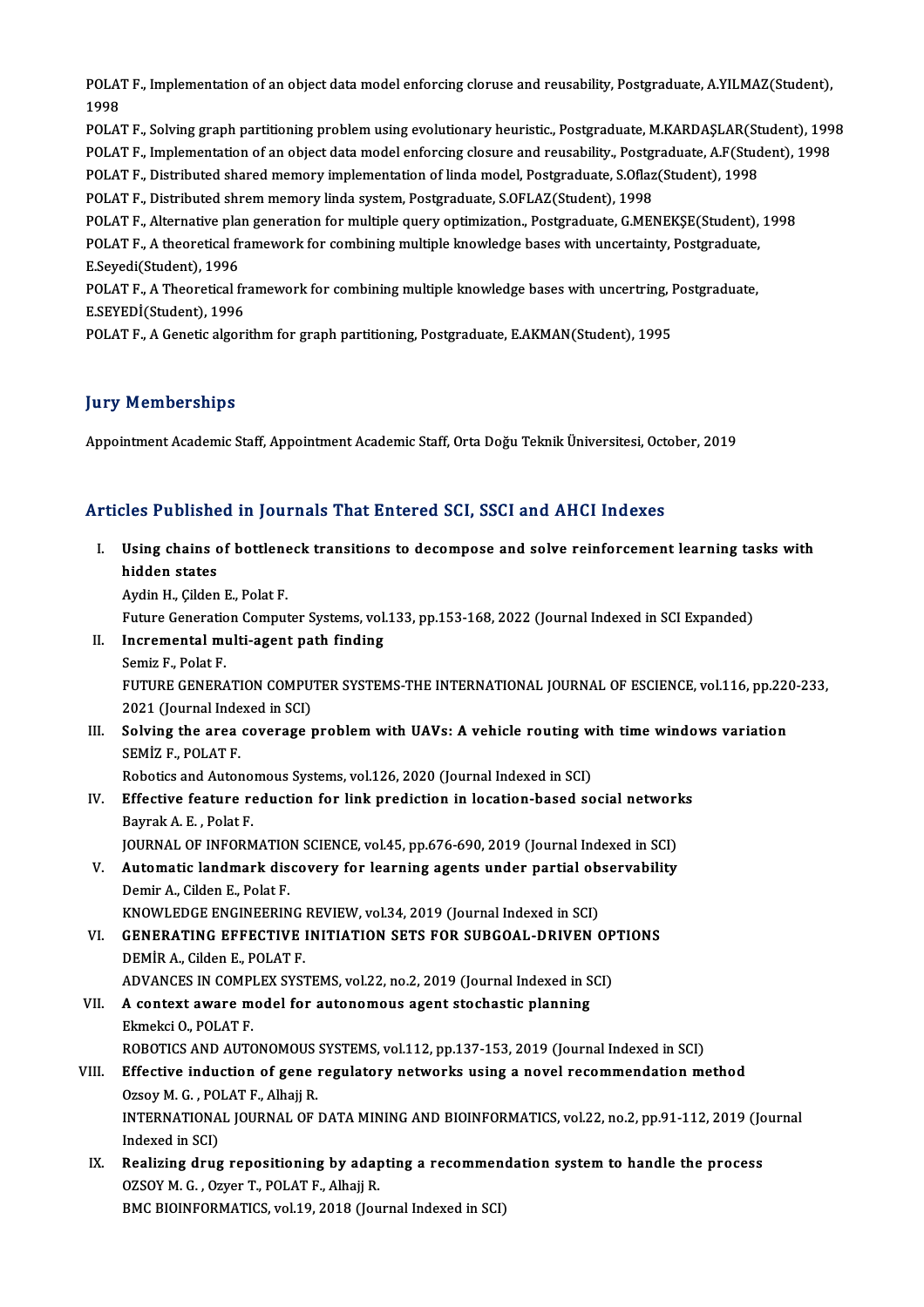POLAT F., Implementation of an object data model enforcing cloruse and reusability, Postgraduate, A.YILMAZ(Student), 1998

POLAT F., Solving graph partitioning problem using evolutionary heuristic., Postgraduate, M.KARDAŞLAR(Student), 1998

POLAT F., Implementation of an object data model enforcing closure and reusability., Postgraduate, A.F(Student), 1998

POLAT F., Distributed shared memory implementation of linda model, Postgraduate, S.Oflaz(Student), 1998

POLAT F., Distributed shrem memory linda system, Postgraduate, S.OFLAZ(Student), 1998

POLAT F., Alternative plan generation for multiple query optimization., Postgraduate, G.MENEKŞE(Student), 1998

POLAT F., A theoretical framework for combining multiple knowledge bases with uncertainty, Postgraduate, E.Seyedi(Student), 1996

POLAT F., A Theoretical framework for combining multiple knowledge bases with uncertring, Postgraduate, E.SEYEDİ(Student), 1996

POLAT F., A Genetic algorithm for graph partitioning, Postgraduate, E.AKMAN(Student), 1995

## Jury Memberships

Appointment Academic Staff, Appointment Academic Staff, Orta Doğu Teknik Üniversitesi, October, 2019

## Articles Published in Journals That Entered SCI, SSCI and AHCI Indexes

I. **Using chains of bottleneck transitions to decompose and solve reinforcement learning tasks with hidden states**
Aydin H., Çilden E., Polat F.
Future Generation Computer Systems, vol.133, pp.153-168, 2022 (Journal Indexed in SCI Expanded)

II. **Incremental multi-agent path finding**
Semiz F., Polat F.
FUTURE GENERATION COMPUTER SYSTEMS-THE INTERNATIONAL JOURNAL OF ESCIENCE, vol.116, pp.220-233, 2021 (Journal Indexed in SCI)

III. **Solving the area coverage problem with UAVs: A vehicle routing with time windows variation**
SEMİZ F., POLAT F.
Robotics and Autonomous Systems, vol.126, 2020 (Journal Indexed in SCI)

IV. **Effective feature reduction for link prediction in location-based social networks**
Bayrak A. E. , Polat F.
JOURNAL OF INFORMATION SCIENCE, vol.45, pp.676-690, 2019 (Journal Indexed in SCI)

V. **Automatic landmark discovery for learning agents under partial observability**
Demir A., Cilden E., Polat F.
KNOWLEDGE ENGINEERING REVIEW, vol.34, 2019 (Journal Indexed in SCI)

VI. **GENERATING EFFECTIVE INITIATION SETS FOR SUBGOAL-DRIVEN OPTIONS**
DEMİR A., Cilden E., POLAT F.
ADVANCES IN COMPLEX SYSTEMS, vol.22, no.2, 2019 (Journal Indexed in SCI)

VII. **A context aware model for autonomous agent stochastic planning**
Ekmekci O., POLAT F.
ROBOTICS AND AUTONOMOUS SYSTEMS, vol.112, pp.137-153, 2019 (Journal Indexed in SCI)

VIII. **Effective induction of gene regulatory networks using a novel recommendation method**
Ozsoy M. G. , POLAT F., Alhajj R.
INTERNATIONAL JOURNAL OF DATA MINING AND BIOINFORMATICS, vol.22, no.2, pp.91-112, 2019 (Journal Indexed in SCI)

IX. **Realizing drug repositioning by adapting a recommendation system to handle the process**
OZSOY M. G. , Ozyer T., POLAT F., Alhajj R.
BMC BIOINFORMATICS, vol.19, 2018 (Journal Indexed in SCI)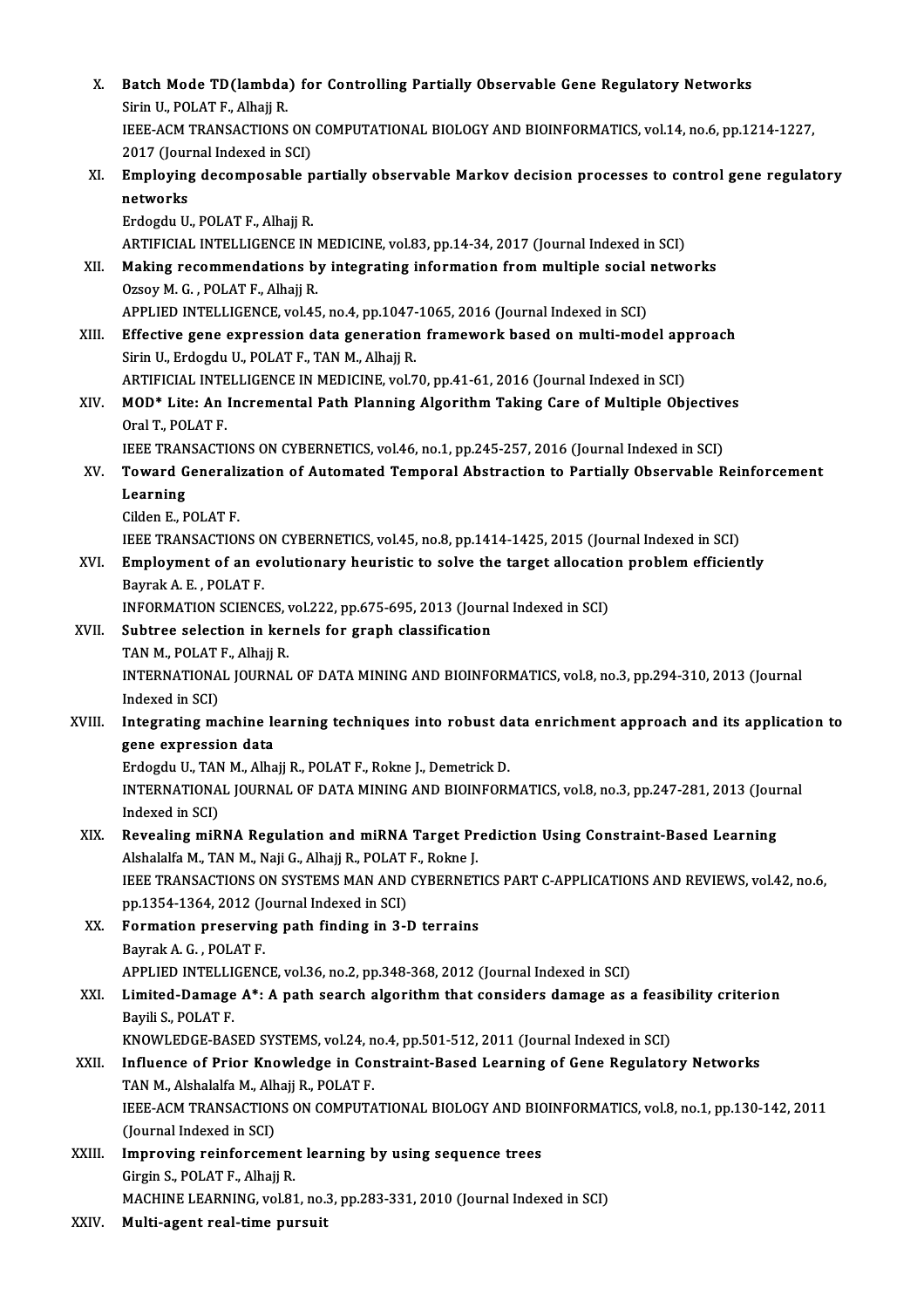X. **Batch Mode TD(lambda) for Controlling Partially Observable Gene Regulatory Networks**
Sirin U., POLAT F., Alhajj R.
IEEE-ACM TRANSACTIONS ON COMPUTATIONAL BIOLOGY AND BIOINFORMATICS, vol.14, no.6, pp.1214-1227, 2017 (Journal Indexed in SCI)

XI. **Employing decomposable partially observable Markov decision processes to control gene regulatory networks**
Erdogdu U., POLAT F., Alhajj R.
ARTIFICIAL INTELLIGENCE IN MEDICINE, vol.83, pp.14-34, 2017 (Journal Indexed in SCI)

XII. **Making recommendations by integrating information from multiple social networks**
Ozsoy M. G. , POLAT F., Alhajj R.
APPLIED INTELLIGENCE, vol.45, no.4, pp.1047-1065, 2016 (Journal Indexed in SCI)

XIII. **Effective gene expression data generation framework based on multi-model approach**
Sirin U., Erdogdu U., POLAT F., TAN M., Alhajj R.
ARTIFICIAL INTELLIGENCE IN MEDICINE, vol.70, pp.41-61, 2016 (Journal Indexed in SCI)

XIV. **MOD* Lite: An Incremental Path Planning Algorithm Taking Care of Multiple Objectives**
Oral T., POLAT F.
IEEE TRANSACTIONS ON CYBERNETICS, vol.46, no.1, pp.245-257, 2016 (Journal Indexed in SCI)

XV. **Toward Generalization of Automated Temporal Abstraction to Partially Observable Reinforcement Learning**
Cilden E., POLAT F.
IEEE TRANSACTIONS ON CYBERNETICS, vol.45, no.8, pp.1414-1425, 2015 (Journal Indexed in SCI)

XVI. **Employment of an evolutionary heuristic to solve the target allocation problem efficiently**
Bayrak A. E. , POLAT F.
INFORMATION SCIENCES, vol.222, pp.675-695, 2013 (Journal Indexed in SCI)

XVII. **Subtree selection in kernels for graph classification**
TAN M., POLAT F., Alhajj R.
INTERNATIONAL JOURNAL OF DATA MINING AND BIOINFORMATICS, vol.8, no.3, pp.294-310, 2013 (Journal Indexed in SCI)

XVIII. **Integrating machine learning techniques into robust data enrichment approach and its application to gene expression data**
Erdogdu U., TAN M., Alhajj R., POLAT F., Rokne J., Demetrick D.
INTERNATIONAL JOURNAL OF DATA MINING AND BIOINFORMATICS, vol.8, no.3, pp.247-281, 2013 (Journal Indexed in SCI)

XIX. **Revealing miRNA Regulation and miRNA Target Prediction Using Constraint-Based Learning**
Alshalalfa M., TAN M., Naji G., Alhajj R., POLAT F., Rokne J.
IEEE TRANSACTIONS ON SYSTEMS MAN AND CYBERNETICS PART C-APPLICATIONS AND REVIEWS, vol.42, no.6, pp.1354-1364, 2012 (Journal Indexed in SCI)

XX. **Formation preserving path finding in 3-D terrains**
Bayrak A. G. , POLAT F.
APPLIED INTELLIGENCE, vol.36, no.2, pp.348-368, 2012 (Journal Indexed in SCI)

XXI. **Limited-Damage A*: A path search algorithm that considers damage as a feasibility criterion**
Bayili S., POLAT F.
KNOWLEDGE-BASED SYSTEMS, vol.24, no.4, pp.501-512, 2011 (Journal Indexed in SCI)

XXII. **Influence of Prior Knowledge in Constraint-Based Learning of Gene Regulatory Networks**
TAN M., Alshalalfa M., Alhajj R., POLAT F.
IEEE-ACM TRANSACTIONS ON COMPUTATIONAL BIOLOGY AND BIOINFORMATICS, vol.8, no.1, pp.130-142, 2011 (Journal Indexed in SCI)

XXIII. **Improving reinforcement learning by using sequence trees**
Girgin S., POLAT F., Alhajj R.
MACHINE LEARNING, vol.81, no.3, pp.283-331, 2010 (Journal Indexed in SCI)

XXIV. **Multi-agent real-time pursuit**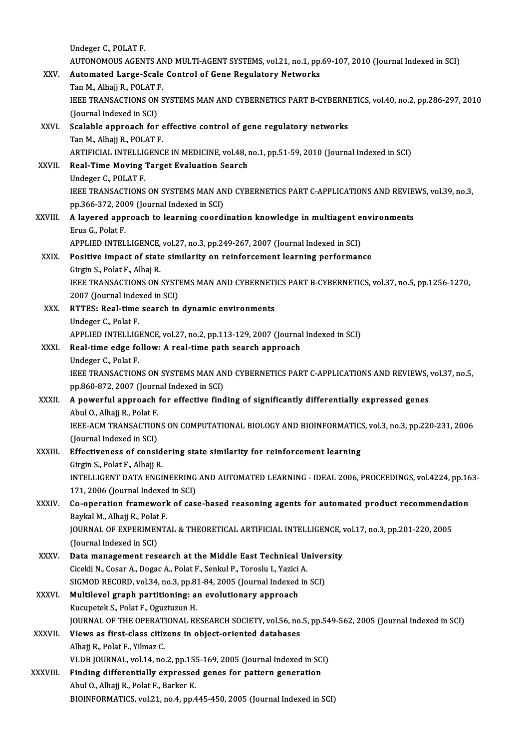Undeger C., POLAT F.
AUTONOMOUS AGENTS AND MULTI-AGENT SYSTEMS, vol.21, no.1, pp.69-107, 2010 (Journal Indexed in SCI)

XXV. **Automated Large-Scale Control of Gene Regulatory Networks**
Tan M., Alhajj R., POLAT F.
IEEE TRANSACTIONS ON SYSTEMS MAN AND CYBERNETICS PART B-CYBERNETICS, vol.40, no.2, pp.286-297, 2010 (Journal Indexed in SCI)

XXVI. **Scalable approach for effective control of gene regulatory networks**
Tan M., Alhajj R., POLAT F.
ARTIFICIAL INTELLIGENCE IN MEDICINE, vol.48, no.1, pp.51-59, 2010 (Journal Indexed in SCI)

XXVII. **Real-Time Moving Target Evaluation Search**
Undeger C., POLAT F.
IEEE TRANSACTIONS ON SYSTEMS MAN AND CYBERNETICS PART C-APPLICATIONS AND REVIEWS, vol.39, no.3, pp.366-372, 2009 (Journal Indexed in SCI)

XXVIII. **A layered approach to learning coordination knowledge in multiagent environments**
Erus G., Polat F.
APPLIED INTELLIGENCE, vol.27, no.3, pp.249-267, 2007 (Journal Indexed in SCI)

XXIX. **Positive impact of state similarity on reinforcement learning performance**
Girgin S., Polat F., Alhaj R.
IEEE TRANSACTIONS ON SYSTEMS MAN AND CYBERNETICS PART B-CYBERNETICS, vol.37, no.5, pp.1256-1270, 2007 (Journal Indexed in SCI)

XXX. **RTTES: Real-time search in dynamic environments**
Undeger C., Polat F.
APPLIED INTELLIGENCE, vol.27, no.2, pp.113-129, 2007 (Journal Indexed in SCI)

XXXI. **Real-time edge follow: A real-time path search approach**
Undeger C., Polat F.
IEEE TRANSACTIONS ON SYSTEMS MAN AND CYBERNETICS PART C-APPLICATIONS AND REVIEWS, vol.37, no.5, pp.860-872, 2007 (Journal Indexed in SCI)

XXXII. **A powerful approach for effective finding of significantly differentially expressed genes**
Abul O., Alhajj R., Polat F.
IEEE-ACM TRANSACTIONS ON COMPUTATIONAL BIOLOGY AND BIOINFORMATICS, vol.3, no.3, pp.220-231, 2006 (Journal Indexed in SCI)

XXXIII. **Effectiveness of considering state similarity for reinforcement learning**
Girgin S., Polat F., Alhajj R.
INTELLIGENT DATA ENGINEERING AND AUTOMATED LEARNING - IDEAL 2006, PROCEEDINGS, vol.4224, pp.163-171, 2006 (Journal Indexed in SCI)

XXXIV. **Co-operation framework of case-based reasoning agents for automated product recommendation**
Baykal M., Alhajj R., Polat F.
JOURNAL OF EXPERIMENTAL & THEORETICAL ARTIFICIAL INTELLIGENCE, vol.17, no.3, pp.201-220, 2005 (Journal Indexed in SCI)

XXXV. **Data management research at the Middle East Technical University**
Cicekli N., Cosar A., Dogac A., Polat F., Senkul P., Toroslu I., Yazici A.
SIGMOD RECORD, vol.34, no.3, pp.81-84, 2005 (Journal Indexed in SCI)

XXXVI. **Multilevel graph partitioning: an evolutionary approach**
Kucupetek S., Polat F., Oguztuzun H.
JOURNAL OF THE OPERATIONAL RESEARCH SOCIETY, vol.56, no.5, pp.549-562, 2005 (Journal Indexed in SCI)

XXXVII. **Views as first-class citizens in object-oriented databases**
Alhajj R., Polat F., Yilmaz C.
VLDB JOURNAL, vol.14, no.2, pp.155-169, 2005 (Journal Indexed in SCI)

XXXVIII. **Finding differentially expressed genes for pattern generation**
Abul O., Alhajj R., Polat F., Barker K.
BIOINFORMATICS, vol.21, no.4, pp.445-450, 2005 (Journal Indexed in SCI)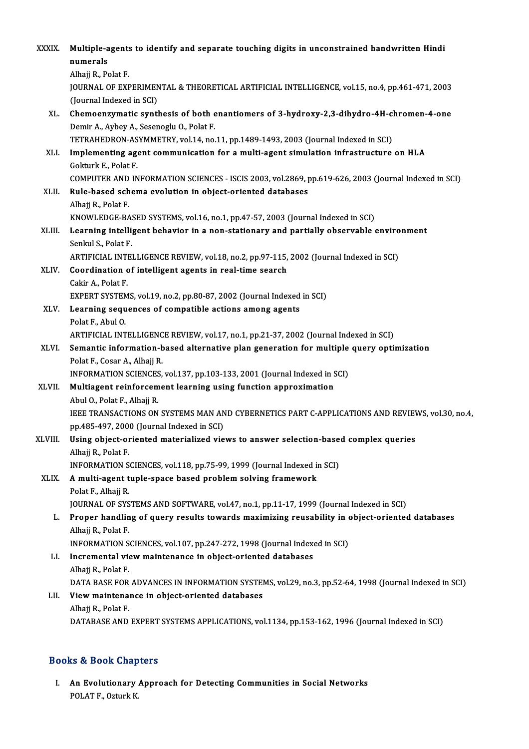XXXIX. **Multiple-agents to identify and separate touching digits in unconstrained handwritten Hindi numerals**
Alhajj R., Polat F.
JOURNAL OF EXPERIMENTAL & THEORETICAL ARTIFICIAL INTELLIGENCE, vol.15, no.4, pp.461-471, 2003 (Journal Indexed in SCI)

XL. **Chemoenzymatic synthesis of both enantiomers of 3-hydroxy-2,3-dihydro-4H-chromen-4-one**
Demir A., Aybey A., Sesenoglu O., Polat F.
TETRAHEDRON-ASYMMETRY, vol.14, no.11, pp.1489-1493, 2003 (Journal Indexed in SCI)

XLI. **Implementing agent communication for a multi-agent simulation infrastructure on HLA**
Gokturk E., Polat F.
COMPUTER AND INFORMATION SCIENCES - ISCIS 2003, vol.2869, pp.619-626, 2003 (Journal Indexed in SCI)

XLII. **Rule-based schema evolution in object-oriented databases**
Alhajj R., Polat F.
KNOWLEDGE-BASED SYSTEMS, vol.16, no.1, pp.47-57, 2003 (Journal Indexed in SCI)

XLIII. **Learning intelligent behavior in a non-stationary and partially observable environment**
Senkul S., Polat F.
ARTIFICIAL INTELLIGENCE REVIEW, vol.18, no.2, pp.97-115, 2002 (Journal Indexed in SCI)

XLIV. **Coordination of intelligent agents in real-time search**
Cakir A., Polat F.
EXPERT SYSTEMS, vol.19, no.2, pp.80-87, 2002 (Journal Indexed in SCI)

XLV. **Learning sequences of compatible actions among agents**
Polat F., Abul O.
ARTIFICIAL INTELLIGENCE REVIEW, vol.17, no.1, pp.21-37, 2002 (Journal Indexed in SCI)

XLVI. **Semantic information-based alternative plan generation for multiple query optimization**
Polat F., Cosar A., Alhajj R.
INFORMATION SCIENCES, vol.137, pp.103-133, 2001 (Journal Indexed in SCI)

XLVII. **Multiagent reinforcement learning using function approximation**
Abul O., Polat F., Alhajj R.
IEEE TRANSACTIONS ON SYSTEMS MAN AND CYBERNETICS PART C-APPLICATIONS AND REVIEWS, vol.30, no.4, pp.485-497, 2000 (Journal Indexed in SCI)

XLVIII. **Using object-oriented materialized views to answer selection-based complex queries**
Alhajj R., Polat F.
INFORMATION SCIENCES, vol.118, pp.75-99, 1999 (Journal Indexed in SCI)

XLIX. **A multi-agent tuple-space based problem solving framework**
Polat F., Alhajj R.
JOURNAL OF SYSTEMS AND SOFTWARE, vol.47, no.1, pp.11-17, 1999 (Journal Indexed in SCI)

L. **Proper handling of query results towards maximizing reusability in object-oriented databases**
Alhajj R., Polat F.
INFORMATION SCIENCES, vol.107, pp.247-272, 1998 (Journal Indexed in SCI)

LI. **Incremental view maintenance in object-oriented databases**
Alhajj R., Polat F.
DATA BASE FOR ADVANCES IN INFORMATION SYSTEMS, vol.29, no.3, pp.52-64, 1998 (Journal Indexed in SCI)

LII. **View maintenance in object-oriented databases**
Alhajj R., Polat F.
DATABASE AND EXPERT SYSTEMS APPLICATIONS, vol.1134, pp.153-162, 1996 (Journal Indexed in SCI)

## Books & Book Chapters

I. **An Evolutionary Approach for Detecting Communities in Social Networks**
POLAT F., Ozturk K.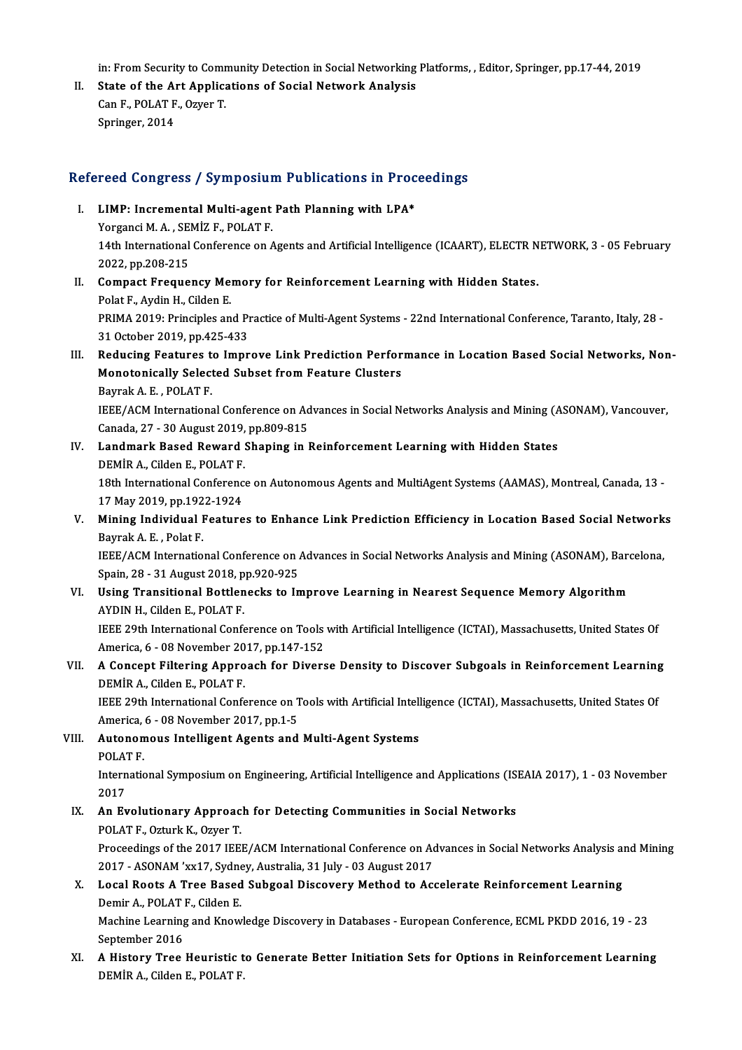in: From Security to Community Detection in Social Networking Platforms, , Editor, Springer, pp.17-44, 2019

II. **State of the Art Applications of Social Network Analysis**
Can F., POLAT F., Ozyer T.
Springer, 2014

## Refereed Congress / Symposium Publications in Proceedings

I. **LIMP: Incremental Multi-agent Path Planning with LPA***
Yorganci M. A. , SEMİZ F., POLAT F.
14th International Conference on Agents and Artificial Intelligence (ICAART), ELECTR NETWORK, 3 - 05 February 2022, pp.208-215

II. **Compact Frequency Memory for Reinforcement Learning with Hidden States.**
Polat F., Aydin H., Cilden E.
PRIMA 2019: Principles and Practice of Multi-Agent Systems - 22nd International Conference, Taranto, Italy, 28 - 31 October 2019, pp.425-433

III. **Reducing Features to Improve Link Prediction Performance in Location Based Social Networks, Non-Monotonically Selected Subset from Feature Clusters**
Bayrak A. E. , POLAT F.
IEEE/ACM International Conference on Advances in Social Networks Analysis and Mining (ASONAM), Vancouver, Canada, 27 - 30 August 2019, pp.809-815

IV. **Landmark Based Reward Shaping in Reinforcement Learning with Hidden States**
DEMİR A., Cilden E., POLAT F.
18th International Conference on Autonomous Agents and MultiAgent Systems (AAMAS), Montreal, Canada, 13 - 17 May 2019, pp.1922-1924

V. **Mining Individual Features to Enhance Link Prediction Efficiency in Location Based Social Networks**
Bayrak A. E. , Polat F.
IEEE/ACM International Conference on Advances in Social Networks Analysis and Mining (ASONAM), Barcelona, Spain, 28 - 31 August 2018, pp.920-925

VI. **Using Transitional Bottlenecks to Improve Learning in Nearest Sequence Memory Algorithm**
AYDIN H., Cilden E., POLAT F.
IEEE 29th International Conference on Tools with Artificial Intelligence (ICTAI), Massachusetts, United States Of America, 6 - 08 November 2017, pp.147-152

VII. **A Concept Filtering Approach for Diverse Density to Discover Subgoals in Reinforcement Learning**
DEMİR A., Cilden E., POLAT F.
IEEE 29th International Conference on Tools with Artificial Intelligence (ICTAI), Massachusetts, United States Of America, 6 - 08 November 2017, pp.1-5

VIII. **Autonomous Intelligent Agents and Multi-Agent Systems**
POLAT F.
International Symposium on Engineering, Artificial Intelligence and Applications (ISEAIA 2017), 1 - 03 November 2017

IX. **An Evolutionary Approach for Detecting Communities in Social Networks**
POLAT F., Ozturk K., Ozyer T.
Proceedings of the 2017 IEEE/ACM International Conference on Advances in Social Networks Analysis and Mining 2017 - ASONAM 'xx17, Sydney, Australia, 31 July - 03 August 2017

X. **Local Roots A Tree Based Subgoal Discovery Method to Accelerate Reinforcement Learning**
Demir A., POLAT F., Cilden E.
Machine Learning and Knowledge Discovery in Databases - European Conference, ECML PKDD 2016, 19 - 23 September 2016

XI. **A History Tree Heuristic to Generate Better Initiation Sets for Options in Reinforcement Learning**
DEMİR A., Cilden E., POLAT F.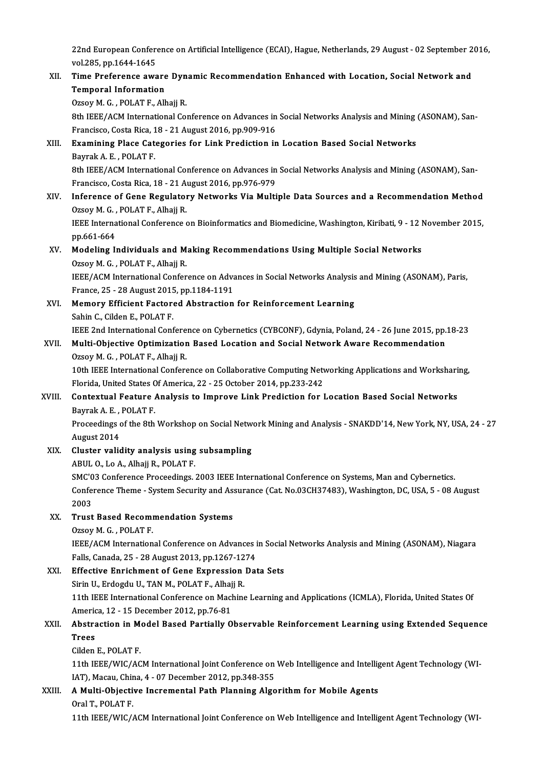22nd European Conference on Artificial Intelligence (ECAI), Hague, Netherlands, 29 August - 02 September 2016, vol.285, pp.1644-1645

XII. **Time Preference aware Dynamic Recommendation Enhanced with Location, Social Network and Temporal Information**
Ozsoy M. G. , POLAT F., Alhajj R.
8th IEEE/ACM International Conference on Advances in Social Networks Analysis and Mining (ASONAM), San-Francisco, Costa Rica, 18 - 21 August 2016, pp.909-916

XIII. **Examining Place Categories for Link Prediction in Location Based Social Networks**
Bayrak A. E. , POLAT F.
8th IEEE/ACM International Conference on Advances in Social Networks Analysis and Mining (ASONAM), San-Francisco, Costa Rica, 18 - 21 August 2016, pp.976-979

XIV. **Inference of Gene Regulatory Networks Via Multiple Data Sources and a Recommendation Method**
Ozsoy M. G. , POLAT F., Alhajj R.
IEEE International Conference on Bioinformatics and Biomedicine, Washington, Kiribati, 9 - 12 November 2015, pp.661-664

XV. **Modeling Individuals and Making Recommendations Using Multiple Social Networks**
Ozsoy M. G. , POLAT F., Alhajj R.
IEEE/ACM International Conference on Advances in Social Networks Analysis and Mining (ASONAM), Paris, France, 25 - 28 August 2015, pp.1184-1191

XVI. **Memory Efficient Factored Abstraction for Reinforcement Learning**
Sahin C., Cilden E., POLAT F.
IEEE 2nd International Conference on Cybernetics (CYBCONF), Gdynia, Poland, 24 - 26 June 2015, pp.18-23

XVII. **Multi-Objective Optimization Based Location and Social Network Aware Recommendation**
Ozsoy M. G. , POLAT F., Alhajj R.
10th IEEE International Conference on Collaborative Computing Networking Applications and Worksharing, Florida, United States Of America, 22 - 25 October 2014, pp.233-242

XVIII. **Contextual Feature Analysis to Improve Link Prediction for Location Based Social Networks**
Bayrak A. E. , POLAT F.
Proceedings of the 8th Workshop on Social Network Mining and Analysis - SNAKDD'14, New York, NY, USA, 24 - 27 August 2014

XIX. **Cluster validity analysis using subsampling**
ABUL O., Lo A., Alhajj R., POLAT F.
SMC'03 Conference Proceedings. 2003 IEEE International Conference on Systems, Man and Cybernetics. Conference Theme - System Security and Assurance (Cat. No.03CH37483), Washington, DC, USA, 5 - 08 August 2003

XX. **Trust Based Recommendation Systems**
Ozsoy M. G. , POLAT F.
IEEE/ACM International Conference on Advances in Social Networks Analysis and Mining (ASONAM), Niagara Falls, Canada, 25 - 28 August 2013, pp.1267-1274

XXI. **Effective Enrichment of Gene Expression Data Sets**
Sirin U., Erdogdu U., TAN M., POLAT F., Alhajj R.
11th IEEE International Conference on Machine Learning and Applications (ICMLA), Florida, United States Of America, 12 - 15 December 2012, pp.76-81

XXII. **Abstraction in Model Based Partially Observable Reinforcement Learning using Extended Sequence Trees**
Cilden E., POLAT F.
11th IEEE/WIC/ACM International Joint Conference on Web Intelligence and Intelligent Agent Technology (WI-IAT), Macau, China, 4 - 07 December 2012, pp.348-355

XXIII. **A Multi-Objective Incremental Path Planning Algorithm for Mobile Agents**
Oral T., POLAT F.
11th IEEE/WIC/ACM International Joint Conference on Web Intelligence and Intelligent Agent Technology (WI-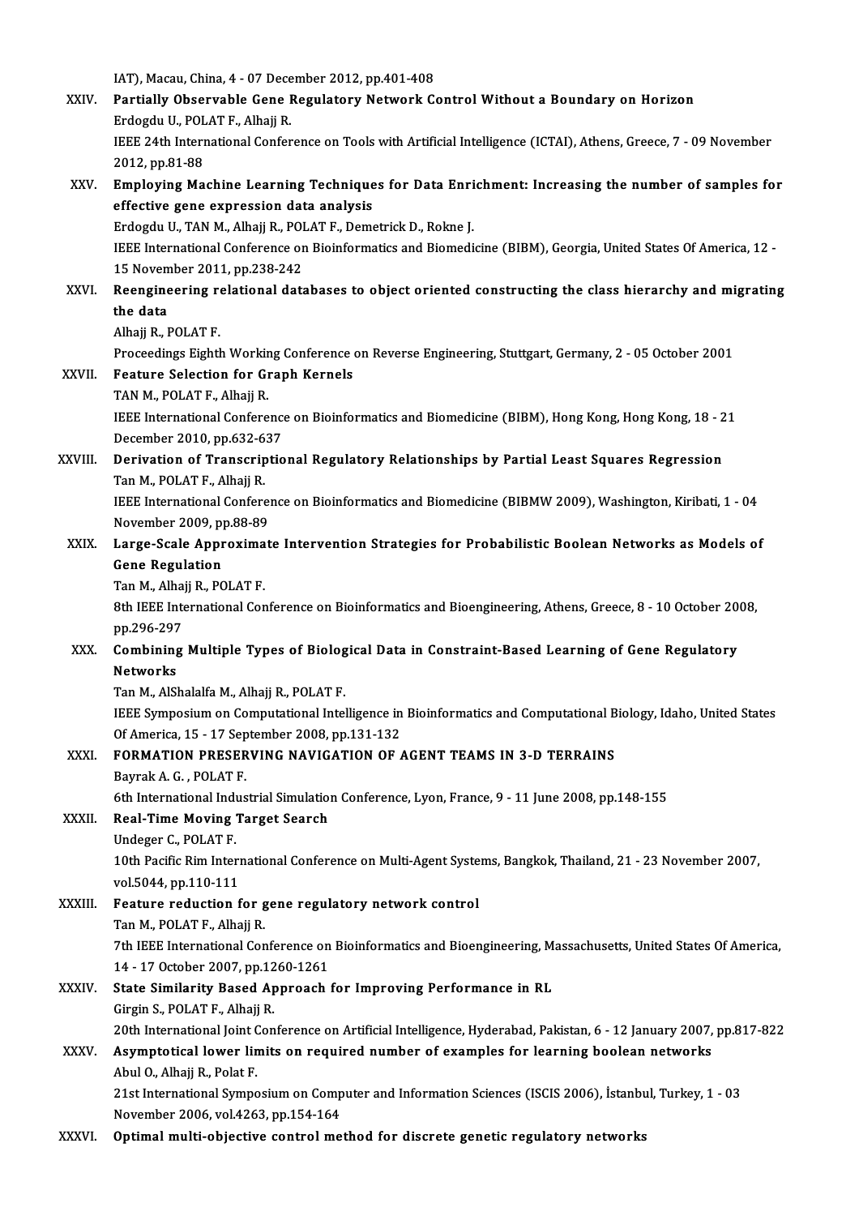IAT), Macau, China, 4 - 07 December 2012, pp.401-408

XXIV. **Partially Observable Gene Regulatory Network Control Without a Boundary on Horizon**
Erdogdu U., POLAT F., Alhajj R.
IEEE 24th International Conference on Tools with Artificial Intelligence (ICTAI), Athens, Greece, 7 - 09 November 2012, pp.81-88

XXV. **Employing Machine Learning Techniques for Data Enrichment: Increasing the number of samples for effective gene expression data analysis**
Erdogdu U., TAN M., Alhajj R., POLAT F., Demetrick D., Rokne J.
IEEE International Conference on Bioinformatics and Biomedicine (BIBM), Georgia, United States Of America, 12 - 15 November 2011, pp.238-242

XXVI. **Reengineering relational databases to object oriented constructing the class hierarchy and migrating the data**
Alhajj R., POLAT F.
Proceedings Eighth Working Conference on Reverse Engineering, Stuttgart, Germany, 2 - 05 October 2001

XXVII. **Feature Selection for Graph Kernels**
TAN M., POLAT F., Alhajj R.
IEEE International Conference on Bioinformatics and Biomedicine (BIBM), Hong Kong, Hong Kong, 18 - 21 December 2010, pp.632-637

XXVIII. **Derivation of Transcriptional Regulatory Relationships by Partial Least Squares Regression**
Tan M., POLAT F., Alhajj R.
IEEE International Conference on Bioinformatics and Biomedicine (BIBMW 2009), Washington, Kiribati, 1 - 04 November 2009, pp.88-89

XXIX. **Large-Scale Approximate Intervention Strategies for Probabilistic Boolean Networks as Models of Gene Regulation**
Tan M., Alhajj R., POLAT F.
8th IEEE International Conference on Bioinformatics and Bioengineering, Athens, Greece, 8 - 10 October 2008, pp.296-297

XXX. **Combining Multiple Types of Biological Data in Constraint-Based Learning of Gene Regulatory Networks**
Tan M., AlShalalfa M., Alhajj R., POLAT F.
IEEE Symposium on Computational Intelligence in Bioinformatics and Computational Biology, Idaho, United States Of America, 15 - 17 September 2008, pp.131-132

XXXI. **FORMATION PRESERVING NAVIGATION OF AGENT TEAMS IN 3-D TERRAINS**
Bayrak A. G. , POLAT F.
6th International Industrial Simulation Conference, Lyon, France, 9 - 11 June 2008, pp.148-155

XXXII. **Real-Time Moving Target Search**
Undeger C., POLAT F.
10th Pacific Rim International Conference on Multi-Agent Systems, Bangkok, Thailand, 21 - 23 November 2007, vol.5044, pp.110-111

XXXIII. **Feature reduction for gene regulatory network control**
Tan M., POLAT F., Alhajj R.
7th IEEE International Conference on Bioinformatics and Bioengineering, Massachusetts, United States Of America, 14 - 17 October 2007, pp.1260-1261

XXXIV. **State Similarity Based Approach for Improving Performance in RL**
Girgin S., POLAT F., Alhajj R.
20th International Joint Conference on Artificial Intelligence, Hyderabad, Pakistan, 6 - 12 January 2007, pp.817-822

XXXV. **Asymptotical lower limits on required number of examples for learning boolean networks**
Abul O., Alhajj R., Polat F.
21st International Symposium on Computer and Information Sciences (ISCIS 2006), İstanbul, Turkey, 1 - 03 November 2006, vol.4263, pp.154-164

XXXVI. **Optimal multi-objective control method for discrete genetic regulatory networks**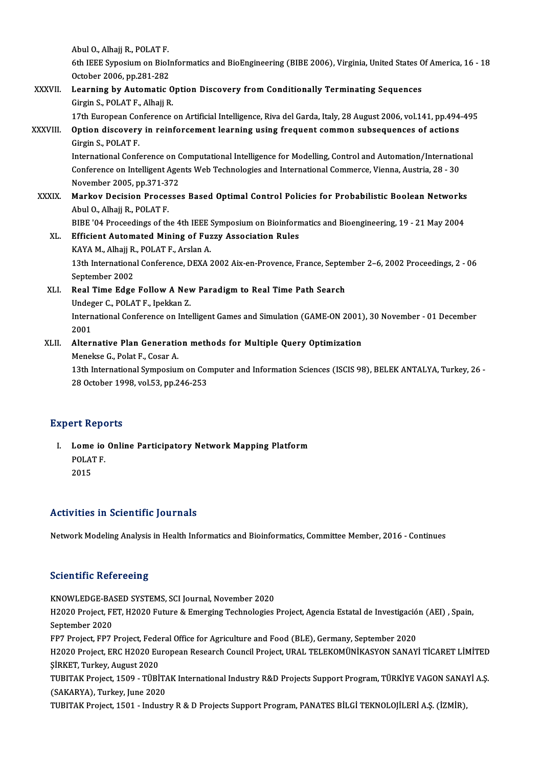Abul O., Alhajj R., POLAT F.
6th IEEE Syposium on BioInformatics and BioEngineering (BIBE 2006), Virginia, United States Of America, 16 - 18 October 2006, pp.281-282

XXXVII. **Learning by Automatic Option Discovery from Conditionally Terminating Sequences**
Girgin S., POLAT F., Alhajj R.
17th European Conference on Artificial Intelligence, Riva del Garda, Italy, 28 August 2006, vol.141, pp.494-495

XXXVIII. **Option discovery in reinforcement learning using frequent common subsequences of actions**
Girgin S., POLAT F.
International Conference on Computational Intelligence for Modelling, Control and Automation/International Conference on Intelligent Agents Web Technologies and International Commerce, Vienna, Austria, 28 - 30 November 2005, pp.371-372

XXXIX. **Markov Decision Processes Based Optimal Control Policies for Probabilistic Boolean Networks**
Abul O., Alhajj R., POLAT F.
BIBE '04 Proceedings of the 4th IEEE Symposium on Bioinformatics and Bioengineering, 19 - 21 May 2004

XL. **Efficient Automated Mining of Fuzzy Association Rules**
KAYA M., Alhajj R., POLAT F., Arslan A.
13th International Conference, DEXA 2002 Aix-en-Provence, France, September 2–6, 2002 Proceedings, 2 - 06 September 2002

XLI. **Real Time Edge Follow A New Paradigm to Real Time Path Search**
Undeger C., POLAT F., Ipekkan Z.
International Conference on Intelligent Games and Simulation (GAME-ON 2001), 30 November - 01 December 2001

XLII. **Alternative Plan Generation methods for Multiple Query Optimization**
Menekse G., Polat F., Cosar A.
13th International Symposium on Computer and Information Sciences (ISCIS 98), BELEK ANTALYA, Turkey, 26 - 28 October 1998, vol.53, pp.246-253

## Expert Reports

I. **Lome io Online Participatory Network Mapping Platform**
POLAT F.
2015

## Activities in Scientific Journals

Network Modeling Analysis in Health Informatics and Bioinformatics, Committee Member, 2016 - Continues

## Scientific Refereeing

KNOWLEDGE-BASED SYSTEMS, SCI Journal, November 2020

H2020 Project, FET, H2020 Future & Emerging Technologies Project, Agencia Estatal de Investigación (AEI) , Spain, September 2020

FP7 Project, FP7 Project, Federal Office for Agriculture and Food (BLE), Germany, September 2020

H2020 Project, ERC H2020 European Research Council Project, URAL TELEKOMÜNİKASYON SANAYİ TİCARET LİMİTED ŞİRKET, Turkey, August 2020

TUBITAK Project, 1509 - TÜBİTAK International Industry R&D Projects Support Program, TÜRKİYE VAGON SANAYİ A.Ş. (SAKARYA), Turkey, June 2020

TUBITAK Project, 1501 - Industry R & D Projects Support Program, PANATES BİLGİ TEKNOLOJİLERİ A.Ş. (İZMİR),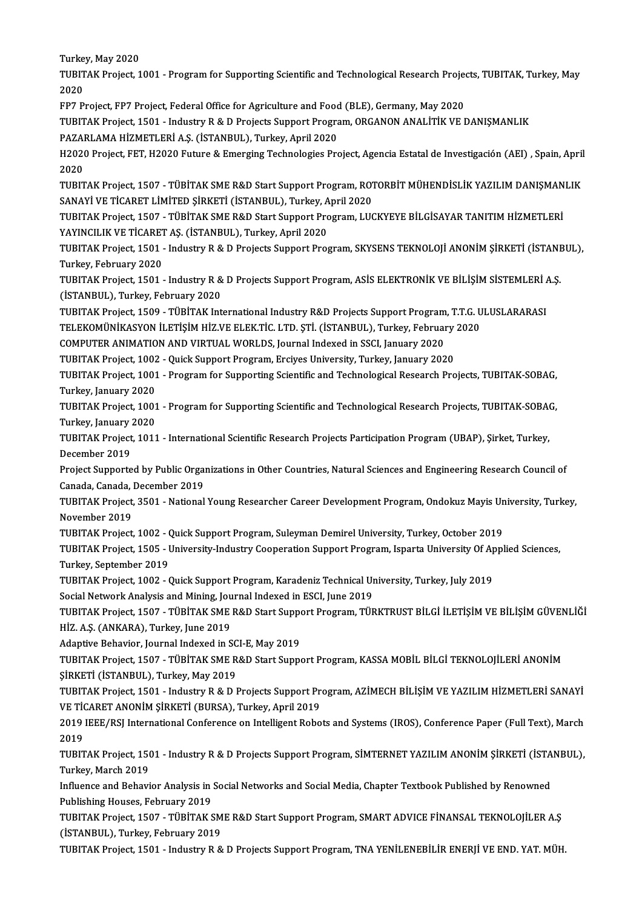Turkey, May 2020

TUBITAK Project, 1001 - Program for Supporting Scientific and Technological Research Projects, TUBITAK, Turkey, May 2020

FP7 Project, FP7 Project, Federal Office for Agriculture and Food (BLE), Germany, May 2020

TUBITAK Project, 1501 - Industry R & D Projects Support Program, ORGANON ANALİTİK VE DANIŞMANLIK PAZARLAMA HİZMETLERİ A.Ş. (İSTANBUL), Turkey, April 2020

H2020 Project, FET, H2020 Future & Emerging Technologies Project, Agencia Estatal de Investigación (AEI) , Spain, April 2020

TUBITAK Project, 1507 - TÜBİTAK SME R&D Start Support Program, ROTORBİT MÜHENDİSLİK YAZILIM DANIŞMANLIK SANAYİ VE TİCARET LİMİTED ŞİRKETİ (İSTANBUL), Turkey, April 2020

TUBITAK Project, 1507 - TÜBİTAK SME R&D Start Support Program, LUCKYEYE BİLGİSAYAR TANITIM HİZMETLERİ YAYINCILIK VE TİCARET AŞ. (İSTANBUL), Turkey, April 2020

TUBITAK Project, 1501 - Industry R & D Projects Support Program, SKYSENS TEKNOLOJİ ANONİM ŞİRKETİ (İSTANBUL), Turkey, February 2020

TUBITAK Project, 1501 - Industry R & D Projects Support Program, ASİS ELEKTRONİK VE BİLİŞİM SİSTEMLERİ A.Ş. (İSTANBUL), Turkey, February 2020

TUBITAK Project, 1509 - TÜBİTAK International Industry R&D Projects Support Program, T.T.G. ULUSLARARASI TELEKOMÜNİKASYON İLETİŞİM HİZ.VE ELEK.TİC. LTD. ŞTİ. (İSTANBUL), Turkey, February 2020

COMPUTER ANIMATION AND VIRTUAL WORLDS, Journal Indexed in SSCI, January 2020

TUBITAK Project, 1002 - Quick Support Program, Erciyes University, Turkey, January 2020

TUBITAK Project, 1001 - Program for Supporting Scientific and Technological Research Projects, TUBITAK-SOBAG, Turkey, January 2020

TUBITAK Project, 1001 - Program for Supporting Scientific and Technological Research Projects, TUBITAK-SOBAG, Turkey, January 2020

TUBITAK Project, 1011 - International Scientific Research Projects Participation Program (UBAP), Şirket, Turkey, December 2019

Project Supported by Public Organizations in Other Countries, Natural Sciences and Engineering Research Council of Canada, Canada, December 2019

TUBITAK Project, 3501 - National Young Researcher Career Development Program, Ondokuz Mayis University, Turkey, November 2019

TUBITAK Project, 1002 - Quick Support Program, Suleyman Demirel University, Turkey, October 2019

TUBITAK Project, 1505 - University-Industry Cooperation Support Program, Isparta University Of Applied Sciences, Turkey, September 2019

TUBITAK Project, 1002 - Quick Support Program, Karadeniz Technical University, Turkey, July 2019

Social Network Analysis and Mining, Journal Indexed in ESCI, June 2019

TUBITAK Project, 1507 - TÜBİTAK SME R&D Start Support Program, TÜRKTRUST BİLGİ İLETİŞİM VE BİLİŞİM GÜVENLİĞİ HİZ. A.Ş. (ANKARA), Turkey, June 2019

Adaptive Behavior, Journal Indexed in SCI-E, May 2019

TUBITAK Project, 1507 - TÜBİTAK SME R&D Start Support Program, KASSA MOBİL BİLGİ TEKNOLOJİLERİ ANONİM ŞİRKETİ (İSTANBUL), Turkey, May 2019

TUBITAK Project, 1501 - Industry R & D Projects Support Program, AZİMECH BİLİŞİM VE YAZILIM HİZMETLERİ SANAYİ VE TİCARET ANONİM ŞİRKETİ (BURSA), Turkey, April 2019

2019 IEEE/RSJ International Conference on Intelligent Robots and Systems (IROS), Conference Paper (Full Text), March 2019

TUBITAK Project, 1501 - Industry R & D Projects Support Program, SİMTERNET YAZILIM ANONİM ŞİRKETİ (İSTANBUL), Turkey, March 2019

Influence and Behavior Analysis in Social Networks and Social Media, Chapter Textbook Published by Renowned Publishing Houses, February 2019

TUBITAK Project, 1507 - TÜBİTAK SME R&D Start Support Program, SMART ADVICE FİNANSAL TEKNOLOJİLER A.Ş (İSTANBUL), Turkey, February 2019

TUBITAK Project, 1501 - Industry R & D Projects Support Program, TNA YENİLENEBİLİR ENERJİ VE END. YAT. MÜH.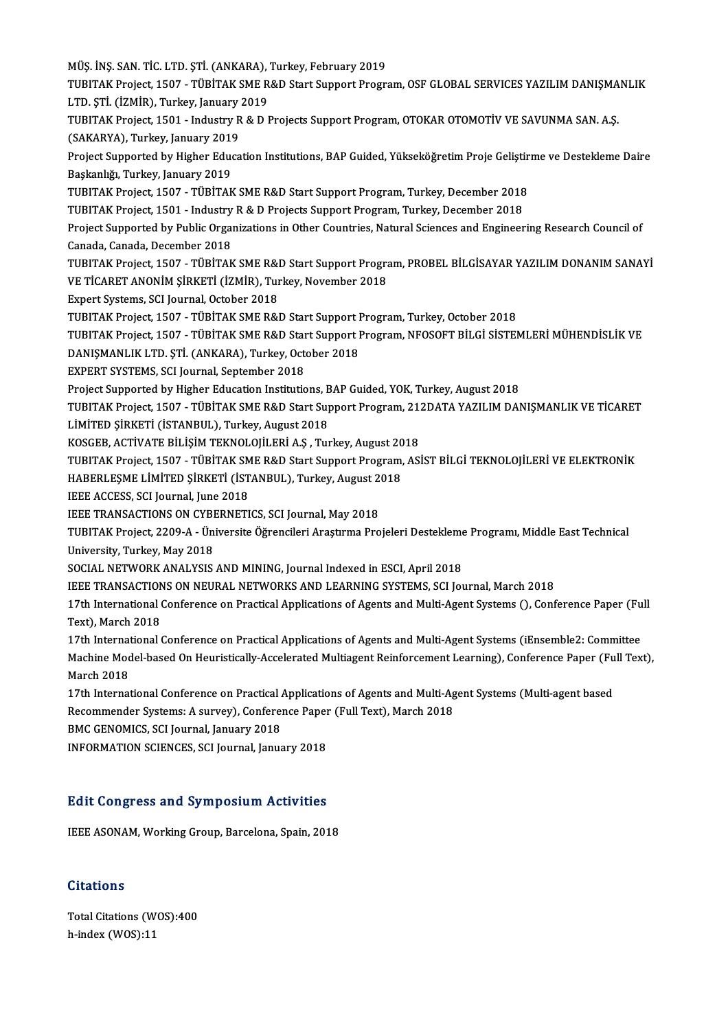MÜŞ. İNŞ. SAN. TİC. LTD. ŞTİ. (ANKARA), Turkey, February 2019

TUBITAK Project, 1507 - TÜBİTAK SME R&D Start Support Program, OSF GLOBAL SERVICES YAZILIM DANIŞMANLIK LTD. ŞTİ. (İZMİR), Turkey, January 2019

TUBITAK Project, 1501 - Industry R & D Projects Support Program, OTOKAR OTOMOTİV VE SAVUNMA SAN. A.Ş. (SAKARYA), Turkey, January 2019

Project Supported by Higher Education Institutions, BAP Guided, Yükseköğretim Proje Geliştirme ve Destekleme Daire Başkanlığı, Turkey, January 2019

TUBITAK Project, 1507 - TÜBİTAK SME R&D Start Support Program, Turkey, December 2018

TUBITAK Project, 1501 - Industry R & D Projects Support Program, Turkey, December 2018

Project Supported by Public Organizations in Other Countries, Natural Sciences and Engineering Research Council of Canada, Canada, December 2018

TUBITAK Project, 1507 - TÜBİTAK SME R&D Start Support Program, PROBEL BİLGİSAYAR YAZILIM DONANIM SANAYİ VE TİCARET ANONİM ŞİRKETİ (İZMİR), Turkey, November 2018

Expert Systems, SCI Journal, October 2018

TUBITAK Project, 1507 - TÜBİTAK SME R&D Start Support Program, Turkey, October 2018

TUBITAK Project, 1507 - TÜBİTAK SME R&D Start Support Program, NFOSOFT BİLGİ SİSTEMLERİ MÜHENDİSLİK VE DANIŞMANLIK LTD. ŞTİ. (ANKARA), Turkey, October 2018

EXPERT SYSTEMS, SCI Journal, September 2018

Project Supported by Higher Education Institutions, BAP Guided, YOK, Turkey, August 2018

TUBITAK Project, 1507 - TÜBİTAK SME R&D Start Support Program, 212DATA YAZILIM DANIŞMANLIK VE TİCARET LİMİTED ŞİRKETİ (İSTANBUL), Turkey, August 2018

KOSGEB, ACTİVATE BİLİŞİM TEKNOLOJİLERİ A.Ş , Turkey, August 2018

TUBITAK Project, 1507 - TÜBİTAK SME R&D Start Support Program, ASİST BİLGİ TEKNOLOJİLERİ VE ELEKTRONİK HABERLEŞME LİMİTED ŞİRKETİ (İSTANBUL), Turkey, August 2018

IEEE ACCESS, SCI Journal, June 2018

IEEE TRANSACTIONS ON CYBERNETICS, SCI Journal, May 2018

TUBITAK Project, 2209-A - Üniversite Öğrencileri Araştırma Projeleri Destekleme Programı, Middle East Technical University, Turkey, May 2018

SOCIAL NETWORK ANALYSIS AND MINING, Journal Indexed in ESCI, April 2018

IEEE TRANSACTIONS ON NEURAL NETWORKS AND LEARNING SYSTEMS, SCI Journal, March 2018

17th International Conference on Practical Applications of Agents and Multi-Agent Systems (), Conference Paper (Full Text), March 2018

17th International Conference on Practical Applications of Agents and Multi-Agent Systems (iEnsemble2: Committee Machine Model-based On Heuristically-Accelerated Multiagent Reinforcement Learning), Conference Paper (Full Text), March 2018

17th International Conference on Practical Applications of Agents and Multi-Agent Systems (Multi-agent based Recommender Systems: A survey), Conference Paper (Full Text), March 2018

BMC GENOMICS, SCI Journal, January 2018

INFORMATION SCIENCES, SCI Journal, January 2018

## Edit Congress and Symposium Activities

IEEE ASONAM, Working Group, Barcelona, Spain, 2018

## Citations

Total Citations (WOS):400

h-index (WOS):11